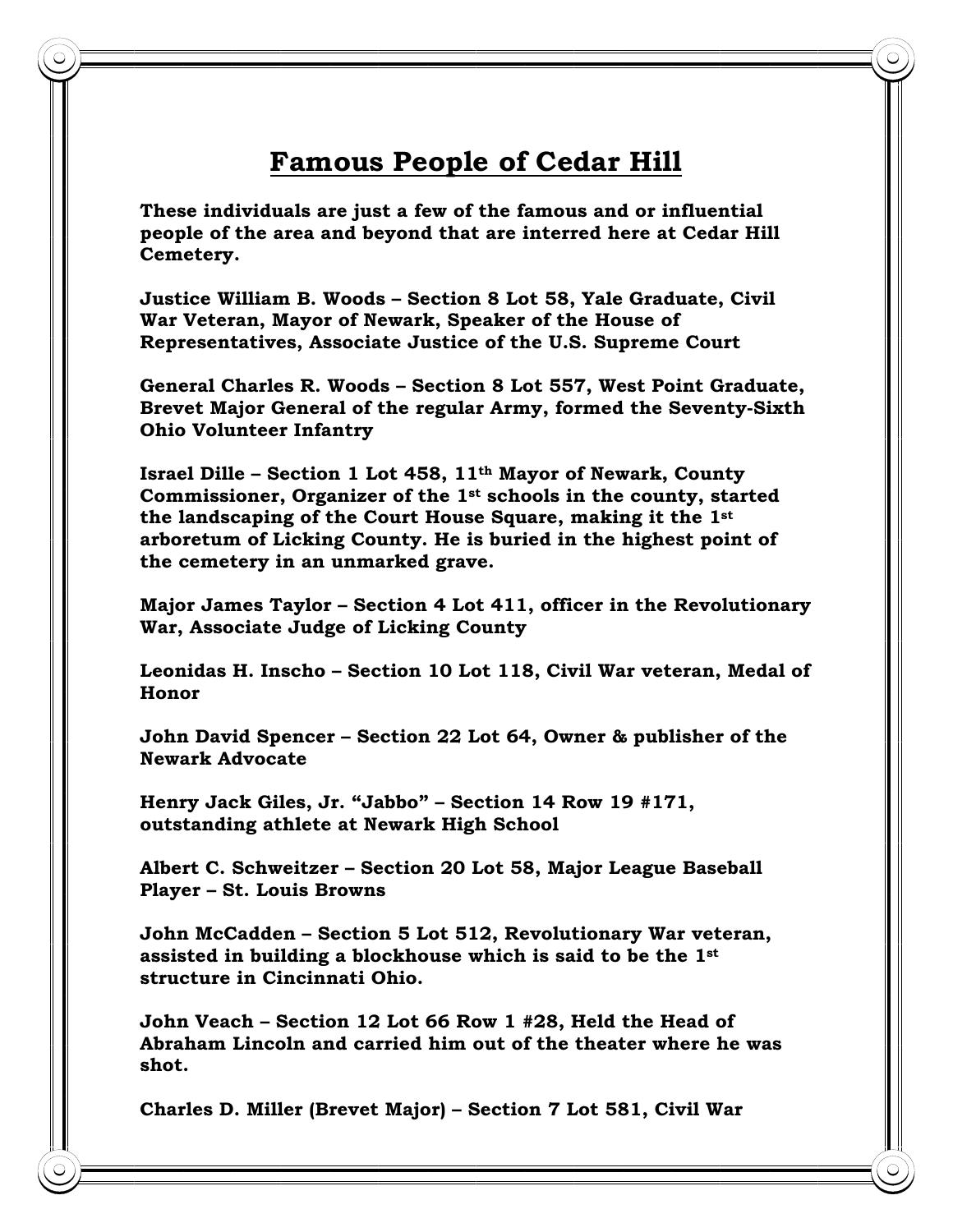# Famous People of Cedar Hill

**These individuals are just a few of the famous and or influential people of the area and beyond that are interred here at Cedar Hill Cemetery.**

**Justice William B. Woods – Section 8 Lot 58, Yale Graduate, Civil War Veteran, Mayor of Newark, Speaker of the House of Representatives, Associate Justice of the U.S. Supreme Court**

**General Charles R. Woods – Section 8 Lot 557, West Point Graduate, Brevet Major General of the regular Army, formed the Seventy-Sixth Ohio Volunteer Infantry**

**Israel Dille – Section 1 Lot 458, 11th Mayor of Newark, County Commissioner, Organizer of the 1st schools in the county, started the landscaping of the Court House Square, making it the 1st arboretum of Licking County. He is buried in the highest point of the cemetery in an unmarked grave.**

**Major James Taylor – Section 4 Lot 411, officer in the Revolutionary War, Associate Judge of Licking County**

**Leonidas H. Inscho – Section 10 Lot 118, Civil War veteran, Medal of Honor**

**John David Spencer – Section 22 Lot 64, Owner & publisher of the Newark Advocate**

**Henry Jack Giles, Jr. "Jabbo" – Section 14 Row 19 #171, outstanding athlete at Newark High School**

**Albert C. Schweitzer – Section 20 Lot 58, Major League Baseball Player – St. Louis Browns**

**John McCadden – Section 5 Lot 512, Revolutionary War veteran, assisted in building a blockhouse which is said to be the 1st structure in Cincinnati Ohio.**

**John Veach – Section 12 Lot 66 Row 1 #28, Held the Head of Abraham Lincoln and carried him out of the theater where he was shot.**

**Charles D. Miller (Brevet Major) – Section 7 Lot 581, Civil War**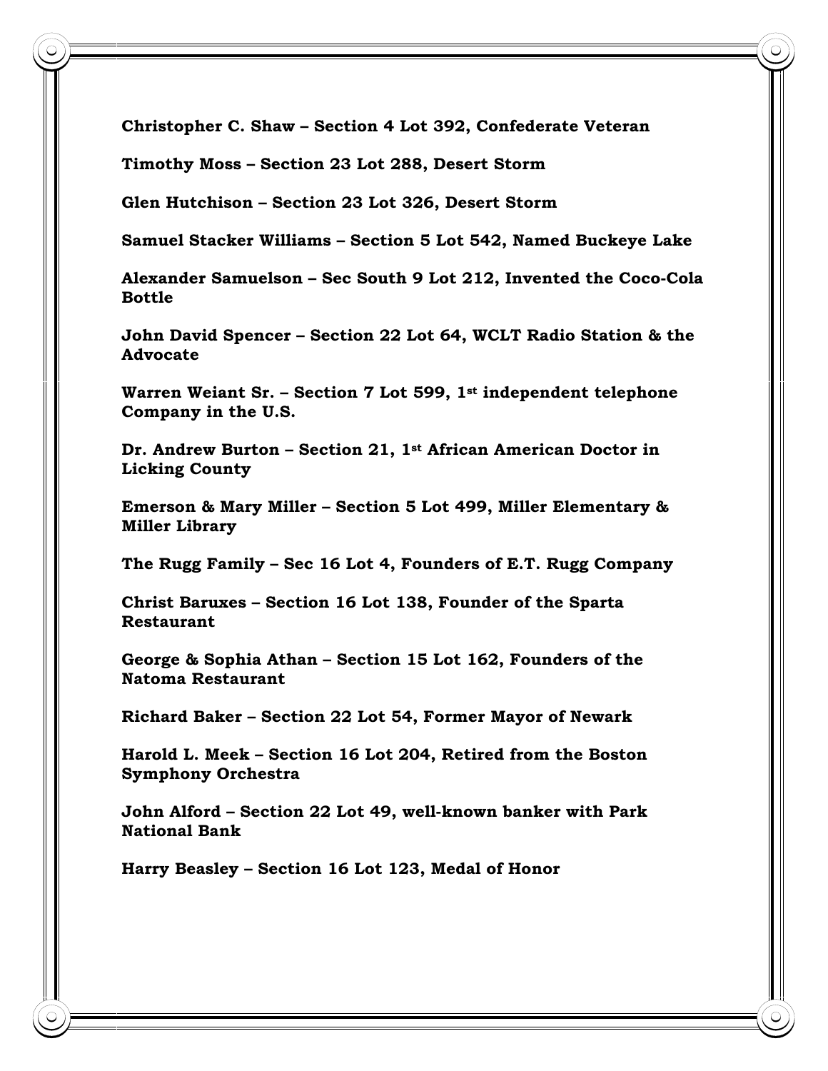**Christopher C. Shaw – Section 4 Lot 392, Confederate Veteran**

**Timothy Moss – Section 23 Lot 288, Desert Storm**

**Glen Hutchison – Section 23 Lot 326, Desert Storm**

**Samuel Stacker Williams – Section 5 Lot 542, Named Buckeye Lake**

**Alexander Samuelson – Sec South 9 Lot 212, Invented the Coco-Cola Bottle**

**John David Spencer – Section 22 Lot 64, WCLT Radio Station & the Advocate**

**Warren Weiant Sr. – Section 7 Lot 599, 1st independent telephone Company in the U.S.**

**Dr. Andrew Burton – Section 21, 1st African American Doctor in Licking County**

**Emerson & Mary Miller – Section 5 Lot 499, Miller Elementary & Miller Library**

**The Rugg Family – Sec 16 Lot 4, Founders of E.T. Rugg Company**

**Christ Baruxes – Section 16 Lot 138, Founder of the Sparta Restaurant**

**George & Sophia Athan – Section 15 Lot 162, Founders of the Natoma Restaurant**

**Richard Baker – Section 22 Lot 54, Former Mayor of Newark**

**Harold L. Meek – Section 16 Lot 204, Retired from the Boston Symphony Orchestra**

**John Alford – Section 22 Lot 49, well-known banker with Park National Bank**

**Harry Beasley – Section 16 Lot 123, Medal of Honor**